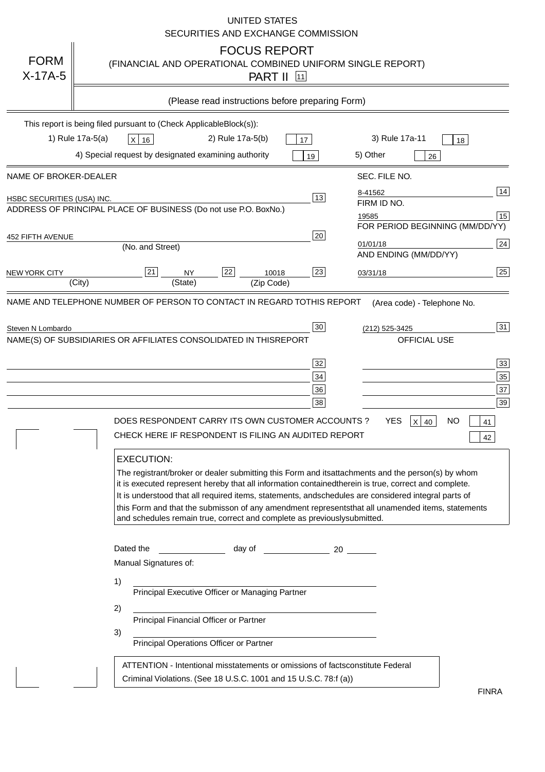UNITED STATES
SECURITIES AND EXCHANGE COMMISSION

# FORM X-17A-5

## FOCUS REPORT
(FINANCIAL AND OPERATIONAL COMBINED UNIFORM SINGLE REPORT)
PART II [11]

(Please read instructions before preparing Form)

This report is being filed pursuant to (Check Applicable Block(s)):

1) Rule 17a-5(a) [X] [16] 2) Rule 17a-5(b) [17] 3) Rule 17a-11 [18]
4) Special request by designated examining authority [19] 5) Other [26]

| NAME OF BROKER-DEALER | | SEC. FILE NO. | |
|---|---|---|---|
| HSBC SECURITIES (USA) INC. | [13] | 8-41562 | [14] |
| ADDRESS OF PRINCIPAL PLACE OF BUSINESS (Do not use P.O. Box No.) | | FIRM ID NO. | |
| | | 19585 | [15] |
| 452 FIFTH AVENUE (No. and Street) | [20] | FOR PERIOD BEGINNING (MM/DD/YY) | |
| | | 01/01/18 | [24] |
| NEW YORK CITY (City) [21] NY (State) [22] 10018 (Zip Code) | [23] | AND ENDING (MM/DD/YY) | |
| | | 03/31/18 | [25] |

NAME AND TELEPHONE NUMBER OF PERSON TO CONTACT IN REGARD TO THIS REPORT (Area code) - Telephone No.

| | | | |
|---|---|---|---|
| Steven N Lombardo | [30] | (212) 525-3425 | [31] |

NAME(S) OF SUBSIDIARIES OR AFFILIATES CONSOLIDATED IN THIS REPORT — OFFICIAL USE

| | | | |
|---|---|---|---|
| | [32] | | [33] |
| | [34] | | [35] |
| | [36] | | [37] |
| | [38] | | [39] |

DOES RESPONDENT CARRY ITS OWN CUSTOMER ACCOUNTS ? YES [X] [40] NO [41]

CHECK HERE IF RESPONDENT IS FILING AN AUDITED REPORT [42]

**EXECUTION:**

The registrant/broker or dealer submitting this Form and its attachments and the person(s) by whom it is executed represent hereby that all information contained therein is true, correct and complete. It is understood that all required items, statements, and schedules are considered integral parts of this Form and that the submisson of any amendment represents that all unamended items, statements and schedules remain true, correct and complete as previously submitted.

Dated the ______ day of ______ 20 ____

Manual Signatures of:

1) ______________________
Principal Executive Officer or Managing Partner

2) ______________________
Principal Financial Officer or Partner

3) ______________________
Principal Operations Officer or Partner

ATTENTION - Intentional misstatements or omissions of facts constitute Federal Criminal Violations. (See 18 U.S.C. 1001 and 15 U.S.C. 78:f (a))

FINRA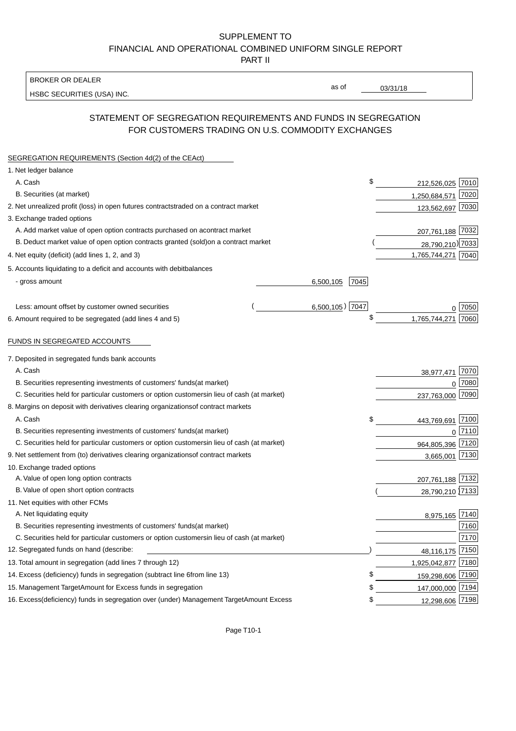SUPPLEMENT TO
FINANCIAL AND OPERATIONAL COMBINED UNIFORM SINGLE REPORT
PART II

| BROKER OR DEALER | | |
|---|---|---|
| HSBC SECURITIES (USA) INC. | as of | 03/31/18 |

## STATEMENT OF SEGREGATION REQUIREMENTS AND FUNDS IN SEGREGATION FOR CUSTOMERS TRADING ON U.S. COMMODITY EXCHANGES

| | | | | |
|---|---|---|---|---|
| **SEGREGATION REQUIREMENTS (Section 4d(2) of the CEAct)** | | | | |
| 1. Net ledger balance | | | | |
| A. Cash | | | $ 212,526,025 | 7010 |
| B. Securities (at market) | | | 1,250,684,571 | 7020 |
| 2. Net unrealized profit (loss) in open futures contracts traded on a contract market | | | 123,562,697 | 7030 |
| 3. Exchange traded options | | | | |
| A. Add market value of open option contracts purchased on a contract market | | | 207,761,188 | 7032 |
| B. Deduct market value of open option contracts granted (sold) on a contract market | | | (28,790,210) | 7033 |
| 4. Net equity (deficit) (add lines 1, 2, and 3) | | | 1,765,744,271 | 7040 |
| 5. Accounts liquidating to a deficit and accounts with debit balances | | | | |
| - gross amount | 6,500,105 | 7045 | | |
| Less: amount offset by customer owned securities | (6,500,105) | 7047 | 0 | 7050 |
| 6. Amount required to be segregated (add lines 4 and 5) | | | $ 1,765,744,271 | 7060 |
| **FUNDS IN SEGREGATED ACCOUNTS** | | | | |
| 7. Deposited in segregated funds bank accounts | | | | |
| A. Cash | | | 38,977,471 | 7070 |
| B. Securities representing investments of customers' funds (at market) | | | 0 | 7080 |
| C. Securities held for particular customers or option customers in lieu of cash (at market) | | | 237,763,000 | 7090 |
| 8. Margins on deposit with derivatives clearing organizations of contract markets | | | | |
| A. Cash | | | $ 443,769,691 | 7100 |
| B. Securities representing investments of customers' funds (at market) | | | 0 | 7110 |
| C. Securities held for particular customers or option customers in lieu of cash (at market) | | | 964,805,396 | 7120 |
| 9. Net settlement from (to) derivatives clearing organizations of contract markets | | | 3,665,001 | 7130 |
| 10. Exchange traded options | | | | |
| A. Value of open long option contracts | | | 207,761,188 | 7132 |
| B. Value of open short option contracts | | | (28,790,210) | 7133 |
| 11. Net equities with other FCMs | | | | |
| A. Net liquidating equity | | | 8,975,165 | 7140 |
| B. Securities representing investments of customers' funds (at market) | | | | 7160 |
| C. Securities held for particular customers or option customers in lieu of cash (at market) | | | | 7170 |
| 12. Segregated funds on hand (describe: ) | | | 48,116,175 | 7150 |
| 13. Total amount in segregation (add lines 7 through 12) | | | 1,925,042,877 | 7180 |
| 14. Excess (deficiency) funds in segregation (subtract line 6 from line 13) | | | $ 159,298,606 | 7190 |
| 15. Management Target Amount for Excess funds in segregation | | | $ 147,000,000 | 7194 |
| 16. Excess (deficiency) funds in segregation over (under) Management Target Amount Excess | | | $ 12,298,606 | 7198 |

Page T10-1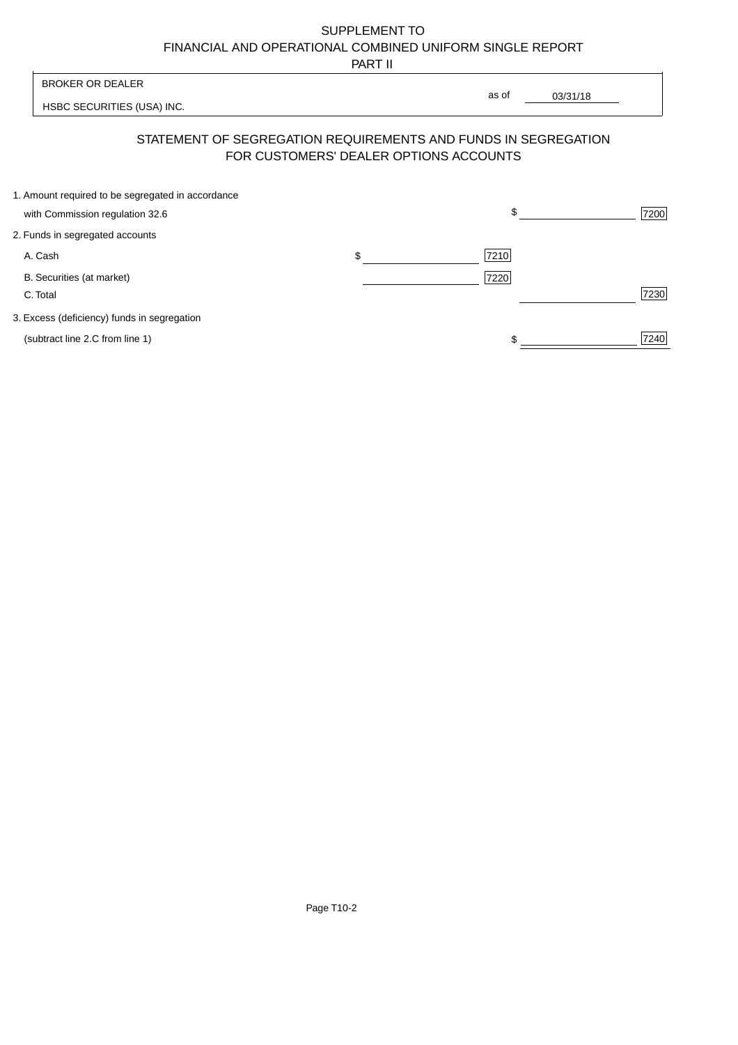SUPPLEMENT TO
FINANCIAL AND OPERATIONAL COMBINED UNIFORM SINGLE REPORT
PART II

| BROKER OR DEALER | |
|---|---|
| HSBC SECURITIES (USA) INC. | as of 03/31/18 |

## STATEMENT OF SEGREGATION REQUIREMENTS AND FUNDS IN SEGREGATION FOR CUSTOMERS' DEALER OPTIONS ACCOUNTS

| | | | | |
|---|---|---|---|---|
| 1. Amount required to be segregated in accordance with Commission regulation 32.6 | | | $ | 7200 |
| 2. Funds in segregated accounts | | | | |
| A. Cash | $ | 7210 | | |
| B. Securities (at market) | | 7220 | | |
| C. Total | | | | 7230 |
| 3. Excess (deficiency) funds in segregation (subtract line 2.C from line 1) | | | $ | 7240 |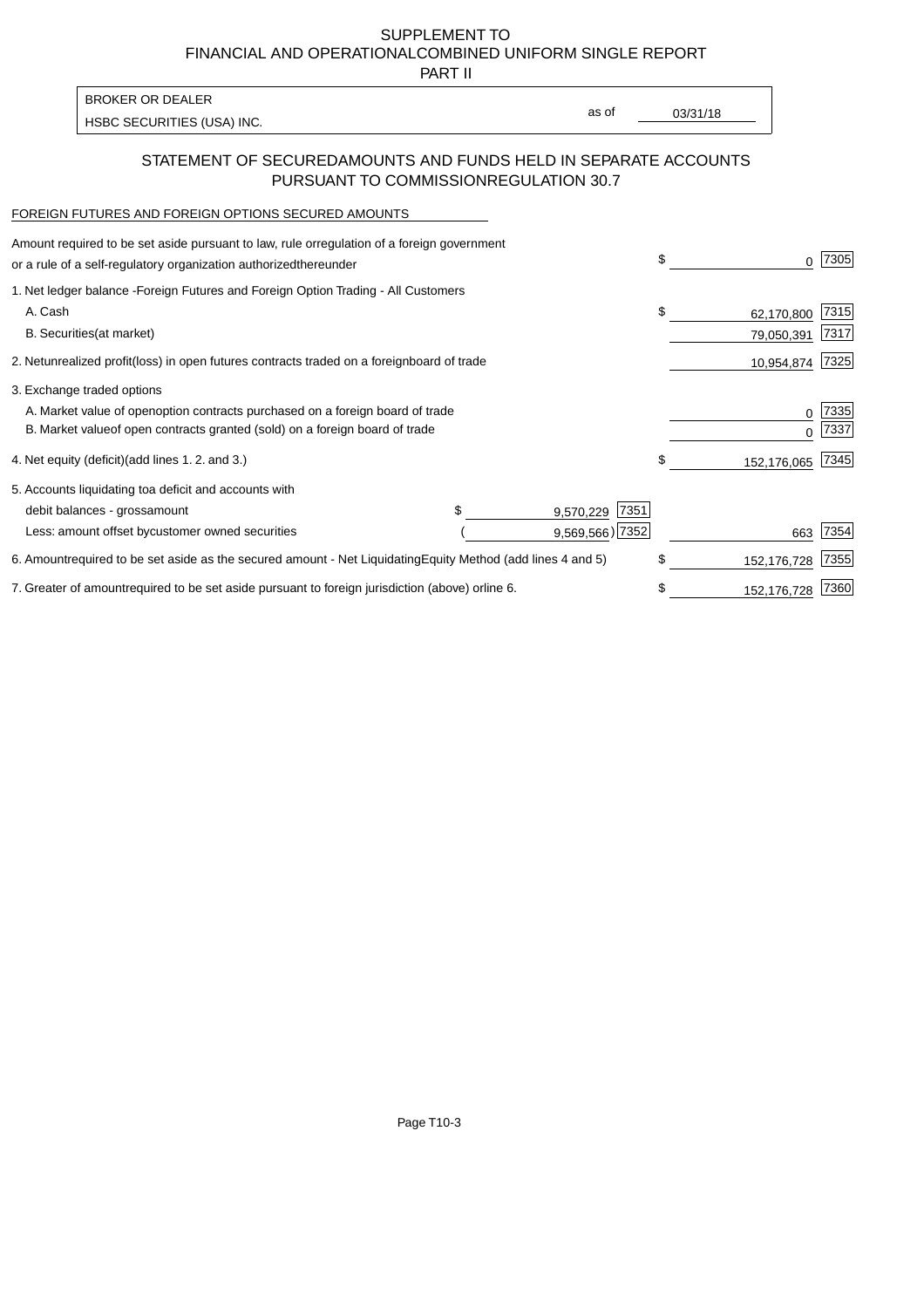SUPPLEMENT TO
FINANCIAL AND OPERATIONALCOMBINED UNIFORM SINGLE REPORT
PART II

| BROKER OR DEALER | | |
|---|---|---|
| HSBC SECURITIES (USA) INC. | as of | 03/31/18 |

## STATEMENT OF SECUREDAMOUNTS AND FUNDS HELD IN SEPARATE ACCOUNTS PURSUANT TO COMMISSIONREGULATION 30.7

FOREIGN FUTURES AND FOREIGN OPTIONS SECURED AMOUNTS

| | | | | |
|---|---|---|---|---|
| Amount required to be set aside pursuant to law, rule orregulation of a foreign government or a rule of a self-regulatory organization authorizedthereunder | | | $ 0 | 7305 |
| 1. Net ledger balance -Foreign Futures and Foreign Option Trading - All Customers | | | | |
| A. Cash | | | $ 62,170,800 | 7315 |
| B. Securities(at market) | | | 79,050,391 | 7317 |
| 2. Netunrealized profit(loss) in open futures contracts traded on a foreignboard of trade | | | 10,954,874 | 7325 |
| 3. Exchange traded options | | | | |
| A. Market value of openoption contracts purchased on a foreign board of trade | | | 0 | 7335 |
| B. Market valueof open contracts granted (sold) on a foreign board of trade | | | 0 | 7337 |
| 4. Net equity (deficit)(add lines 1. 2. and 3.) | | | $ 152,176,065 | 7345 |
| 5. Accounts liquidating toa deficit and accounts with | | | | |
| debit balances - grossamount | $ 9,570,229 | 7351 | | |
| Less: amount offset bycustomer owned securities | ( 9,569,566) | 7352 | 663 | 7354 |
| 6. Amountrequired to be set aside as the secured amount - Net LiquidatingEquity Method (add lines 4 and 5) | | | $ 152,176,728 | 7355 |
| 7. Greater of amountrequired to be set aside pursuant to foreign jurisdiction (above) orline 6. | | | $ 152,176,728 | 7360 |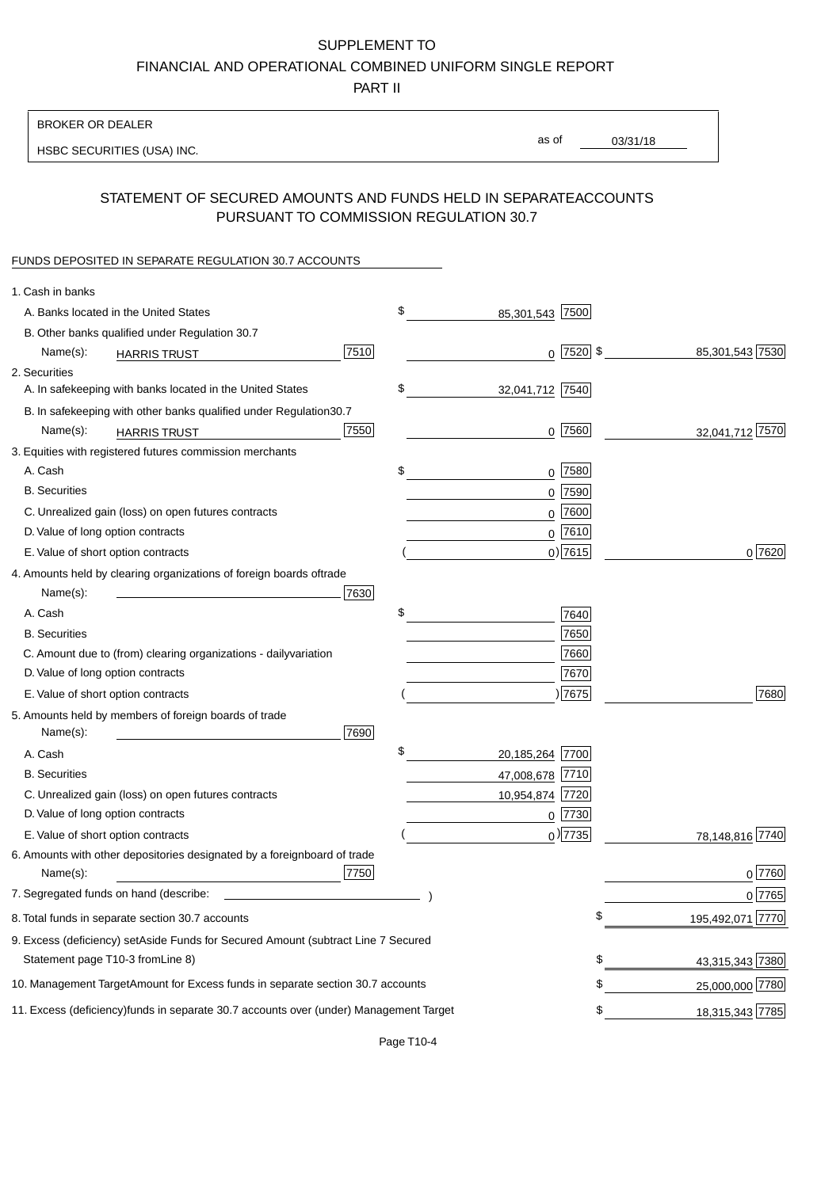SUPPLEMENT TO
FINANCIAL AND OPERATIONAL COMBINED UNIFORM SINGLE REPORT
PART II

BROKER OR DEALER
HSBC SECURITIES (USA) INC.

as of 03/31/18

## STATEMENT OF SECURED AMOUNTS AND FUNDS HELD IN SEPARATEACCOUNTS PURSUANT TO COMMISSION REGULATION 30.7

FUNDS DEPOSITED IN SEPARATE REGULATION 30.7 ACCOUNTS

| | | | |
|---|---|---|---|
| 1. Cash in banks | | | |
| A. Banks located in the United States | | $ 85,301,543 [7500] | |
| B. Other banks qualified under Regulation 30.7 | | | |
| Name(s): HARRIS TRUST | [7510] | 0 [7520] | $ 85,301,543 [7530] |
| 2. Securities | | | |
| A. In safekeeping with banks located in the United States | | $ 32,041,712 [7540] | |
| B. In safekeeping with other banks qualified under Regulation30.7 | | | |
| Name(s): HARRIS TRUST | [7550] | 0 [7560] | 32,041,712 [7570] |
| 3. Equities with registered futures commission merchants | | | |
| A. Cash | | $ 0 [7580] | |
| B. Securities | | 0 [7590] | |
| C. Unrealized gain (loss) on open futures contracts | | 0 [7600] | |
| D. Value of long option contracts | | 0 [7610] | |
| E. Value of short option contracts | | ( 0) [7615] | 0 [7620] |
| 4. Amounts held by clearing organizations of foreign boards oftrade | | | |
| Name(s): | [7630] | | |
| A. Cash | | $ [7640] | |
| B. Securities | | [7650] | |
| C. Amount due to (from) clearing organizations - dailyvariation | | [7660] | |
| D. Value of long option contracts | | [7670] | |
| E. Value of short option contracts | | ( ) [7675] | [7680] |
| 5. Amounts held by members of foreign boards of trade | | | |
| Name(s): | [7690] | | |
| A. Cash | | $ 20,185,264 [7700] | |
| B. Securities | | 47,008,678 [7710] | |
| C. Unrealized gain (loss) on open futures contracts | | 10,954,874 [7720] | |
| D. Value of long option contracts | | 0 [7730] | |
| E. Value of short option contracts | | ( 0) [7735] | 78,148,816 [7740] |
| 6. Amounts with other depositories designated by a foreignboard of trade | | | |
| Name(s): | [7750] | | 0 [7760] |
| 7. Segregated funds on hand (describe: ) | | | 0 [7765] |
| 8. Total funds in separate section 30.7 accounts | | | $ 195,492,071 [7770] |
| 9. Excess (deficiency) setAside Funds for Secured Amount (subtract Line 7 Secured Statement page T10-3 fromLine 8) | | | $ 43,315,343 [7380] |
| 10. Management TargetAmount for Excess funds in separate section 30.7 accounts | | | $ 25,000,000 [7780] |
| 11. Excess (deficiency)funds in separate 30.7 accounts over (under) Management Target | | | $ 18,315,343 [7785] |

Page T10-4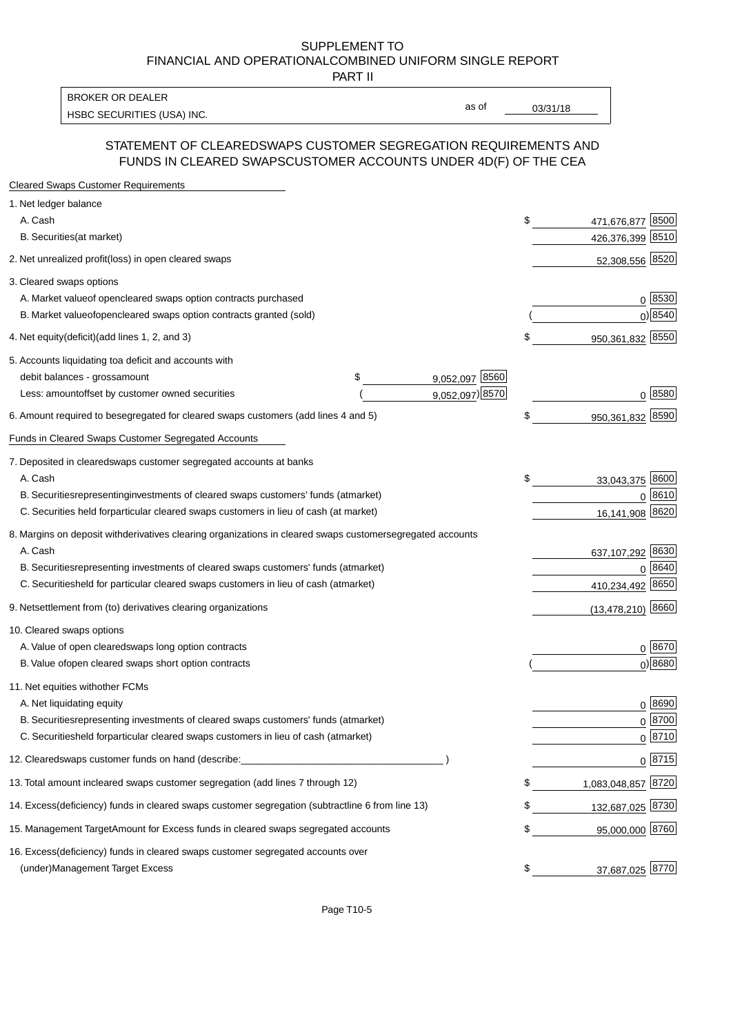SUPPLEMENT TO
FINANCIAL AND OPERATIONALCOMBINED UNIFORM SINGLE REPORT
PART II

| BROKER OR DEALER | | |
|---|---|---|
| HSBC SECURITIES (USA) INC. | as of | 03/31/18 |

## STATEMENT OF CLEAREDSWAPS CUSTOMER SEGREGATION REQUIREMENTS AND FUNDS IN CLEARED SWAPSCUSTOMER ACCOUNTS UNDER 4D(F) OF THE CEA

| | | | | |
|---|---|---|---|---|
| **Cleared Swaps Customer Requirements** | | | | |
| 1. Net ledger balance | | | | |
| A. Cash | | | $ 471,676,877 | 8500 |
| B. Securities(at market) | | | 426,376,399 | 8510 |
| 2. Net unrealized profit(loss) in open cleared swaps | | | 52,308,556 | 8520 |
| 3. Cleared swaps options | | | | |
| A. Market valueof opencleared swaps option contracts purchased | | | 0 | 8530 |
| B. Market valueofopencleared swaps option contracts granted (sold) | | | ( 0) | 8540 |
| 4. Net equity(deficit)(add lines 1, 2, and 3) | | | $ 950,361,832 | 8550 |
| 5. Accounts liquidating toa deficit and accounts with debit balances - grossamount | $ 9,052,097 | 8560 | | |
| Less: amountoffset by customer owned securities | ( 9,052,097) | 8570 | 0 | 8580 |
| 6. Amount required to besegregated for cleared swaps customers (add lines 4 and 5) | | | $ 950,361,832 | 8590 |
| **Funds in Cleared Swaps Customer Segregated Accounts** | | | | |
| 7. Deposited in clearedswaps customer segregated accounts at banks | | | | |
| A. Cash | | | $ 33,043,375 | 8600 |
| B. Securitiesrepresentinginvestments of cleared swaps customers' funds (atmarket) | | | 0 | 8610 |
| C. Securities held forparticular cleared swaps customers in lieu of cash (at market) | | | 16,141,908 | 8620 |
| 8. Margins on deposit withderivatives clearing organizations in cleared swaps customersegregated accounts | | | | |
| A. Cash | | | 637,107,292 | 8630 |
| B. Securitiesrepresenting investments of cleared swaps customers' funds (atmarket) | | | 0 | 8640 |
| C. Securitiesheld for particular cleared swaps customers in lieu of cash (atmarket) | | | 410,234,492 | 8650 |
| 9. Netsettlement from (to) derivatives clearing organizations | | | (13,478,210) | 8660 |
| 10. Cleared swaps options | | | | |
| A. Value of open clearedswaps long option contracts | | | 0 | 8670 |
| B. Value ofopen cleared swaps short option contracts | | | ( 0) | 8680 |
| 11. Net equities withother FCMs | | | | |
| A. Net liquidating equity | | | 0 | 8690 |
| B. Securitiesrepresenting investments of cleared swaps customers' funds (atmarket) | | | 0 | 8700 |
| C. Securitiesheld forparticular cleared swaps customers in lieu of cash (atmarket) | | | 0 | 8710 |
| 12. Clearedswaps customer funds on hand (describe:____________________________________ ) | | | 0 | 8715 |
| 13. Total amount incleared swaps customer segregation (add lines 7 through 12) | | | $ 1,083,048,857 | 8720 |
| 14. Excess(deficiency) funds in cleared swaps customer segregation (subtractline 6 from line 13) | | | $ 132,687,025 | 8730 |
| 15. Management TargetAmount for Excess funds in cleared swaps segregated accounts | | | $ 95,000,000 | 8760 |
| 16. Excess(deficiency) funds in cleared swaps customer segregated accounts over (under)Management Target Excess | | | $ 37,687,025 | 8770 |

Page T10-5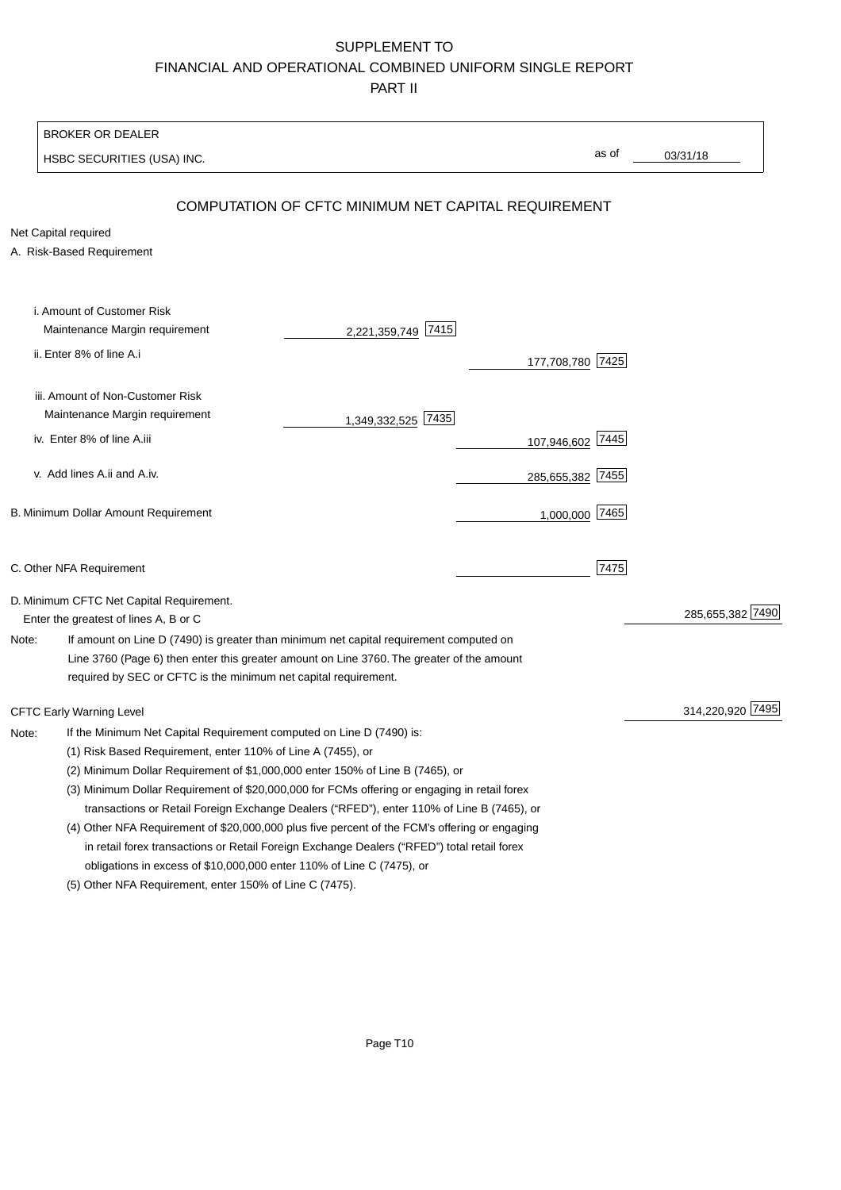SUPPLEMENT TO
FINANCIAL AND OPERATIONAL COMBINED UNIFORM SINGLE REPORT
PART II

| | |
|---|---|
| BROKER OR DEALER | |
| HSBC SECURITIES (USA) INC. | as of 03/31/18 |

## COMPUTATION OF CFTC MINIMUM NET CAPITAL REQUIREMENT

Net Capital required

A. Risk-Based Requirement

| | | | |
|---|---|---|---|
| i. Amount of Customer Risk Maintenance Margin requirement | 2,221,359,749 [7415] | | |
| ii. Enter 8% of line A.i | | 177,708,780 [7425] | |
| iii. Amount of Non-Customer Risk Maintenance Margin requirement | 1,349,332,525 [7435] | | |
| iv. Enter 8% of line A.iii | | 107,946,602 [7445] | |
| v. Add lines A.ii and A.iv. | | 285,655,382 [7455] | |
| B. Minimum Dollar Amount Requirement | | 1,000,000 [7465] | |
| C. Other NFA Requirement | | [7475] | |
| D. Minimum CFTC Net Capital Requirement. Enter the greatest of lines A, B or C | | | 285,655,382 [7490] |

Note: If amount on Line D (7490) is greater than minimum net capital requirement computed on Line 3760 (Page 6) then enter this greater amount on Line 3760. The greater of the amount required by SEC or CFTC is the minimum net capital requirement.

CFTC Early Warning Level — 314,220,920 [7495]

Note: If the Minimum Net Capital Requirement computed on Line D (7490) is:

(1) Risk Based Requirement, enter 110% of Line A (7455), or

(2) Minimum Dollar Requirement of $1,000,000 enter 150% of Line B (7465), or

(3) Minimum Dollar Requirement of $20,000,000 for FCMs offering or engaging in retail forex transactions or Retail Foreign Exchange Dealers ("RFED"), enter 110% of Line B (7465), or

(4) Other NFA Requirement of $20,000,000 plus five percent of the FCM's offering or engaging in retail forex transactions or Retail Foreign Exchange Dealers ("RFED") total retail forex obligations in excess of $10,000,000 enter 110% of Line C (7475), or

(5) Other NFA Requirement, enter 150% of Line C (7475).